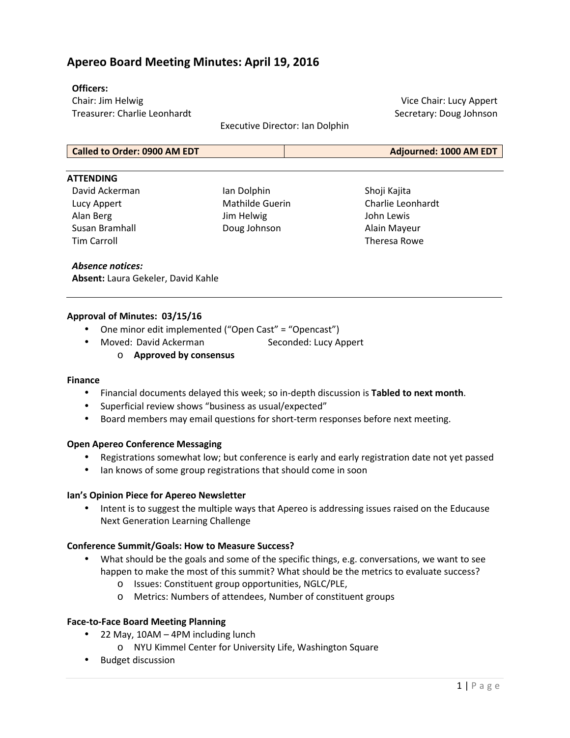# Apereo Board Meeting Minutes: April 19, 2016

**Officers:**

Chair: Jim Helwig
Vice Chair: Lucy Appert
Treasurer: Charlie Leonhardt
Secretary: Doug Johnson
Executive Director: Ian Dolphin

| Called to Order: 0900 AM EDT | Adjourned: 1000 AM EDT |
|---|---|

**ATTENDING**

| | | |
|---|---|---|
| David Ackerman | Ian Dolphin | Shoji Kajita |
| Lucy Appert | Mathilde Guerin | Charlie Leonhardt |
| Alan Berg | Jim Helwig | John Lewis |
| Susan Bramhall | Doug Johnson | Alain Mayeur |
| Tim Carroll | | Theresa Rowe |

***Absence notices:***

**Absent:** Laura Gekeler, David Kahle

**Approval of Minutes: 03/15/16**

- One minor edit implemented ("Open Cast" = "Opencast")
- Moved: David Ackerman Seconded: Lucy Appert
  - **Approved by consensus**

**Finance**

- Financial documents delayed this week; so in-depth discussion is **Tabled to next month**.
- Superficial review shows "business as usual/expected"
- Board members may email questions for short-term responses before next meeting.

**Open Apereo Conference Messaging**

- Registrations somewhat low; but conference is early and early registration date not yet passed
- Ian knows of some group registrations that should come in soon

**Ian's Opinion Piece for Apereo Newsletter**

- Intent is to suggest the multiple ways that Apereo is addressing issues raised on the Educause Next Generation Learning Challenge

**Conference Summit/Goals: How to Measure Success?**

- What should be the goals and some of the specific things, e.g. conversations, we want to see happen to make the most of this summit? What should be the metrics to evaluate success?
  - Issues: Constituent group opportunities, NGLC/PLE,
  - Metrics: Numbers of attendees, Number of constituent groups

**Face-to-Face Board Meeting Planning**

- 22 May, 10AM – 4PM including lunch
  - NYU Kimmel Center for University Life, Washington Square
- Budget discussion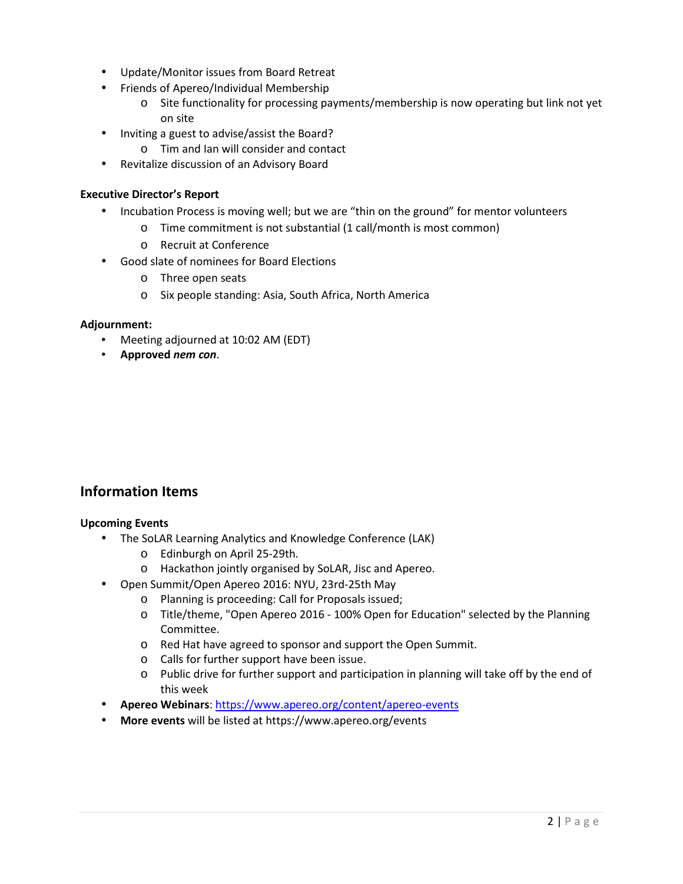- Update/Monitor issues from Board Retreat
- Friends of Apereo/Individual Membership
    - Site functionality for processing payments/membership is now operating but link not yet on site
- Inviting a guest to advise/assist the Board?
    - Tim and Ian will consider and contact
- Revitalize discussion of an Advisory Board

**Executive Director's Report**

- Incubation Process is moving well; but we are "thin on the ground" for mentor volunteers
    - Time commitment is not substantial (1 call/month is most common)
    - Recruit at Conference
- Good slate of nominees for Board Elections
    - Three open seats
    - Six people standing: Asia, South Africa, North America

**Adjournment:**

- Meeting adjourned at 10:02 AM (EDT)
- **Approved *nem con***.

## Information Items

**Upcoming Events**

- The SoLAR Learning Analytics and Knowledge Conference (LAK)
    - Edinburgh on April 25-29th.
    - Hackathon jointly organised by SoLAR, Jisc and Apereo.
- Open Summit/Open Apereo 2016: NYU, 23rd-25th May
    - Planning is proceeding: Call for Proposals issued;
    - Title/theme, "Open Apereo 2016 - 100% Open for Education" selected by the Planning Committee.
    - Red Hat have agreed to sponsor and support the Open Summit.
    - Calls for further support have been issue.
    - Public drive for further support and participation in planning will take off by the end of this week
- **Apereo Webinars**: https://www.apereo.org/content/apereo-events
- **More events** will be listed at https://www.apereo.org/events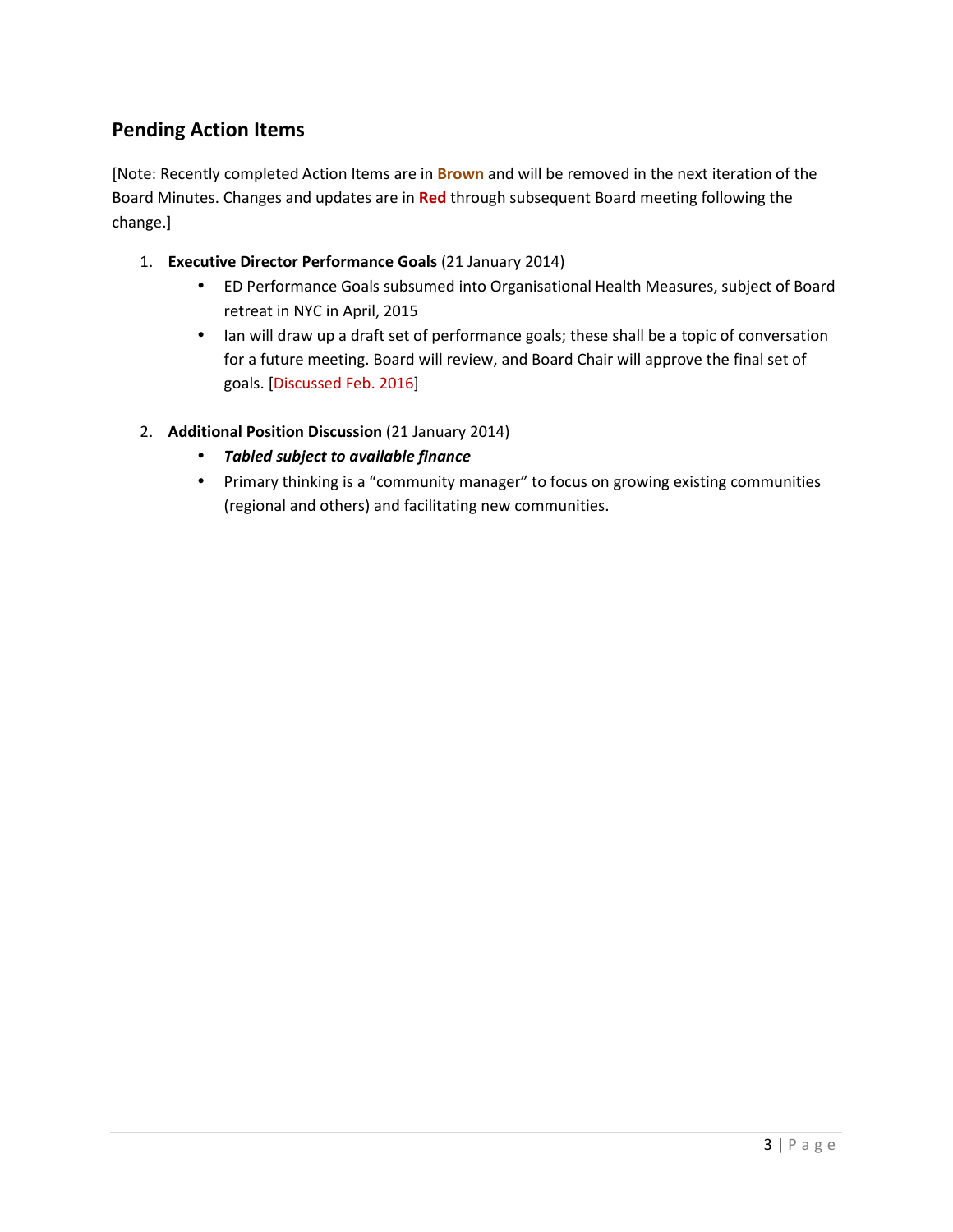## Pending Action Items

[Note: Recently completed Action Items are in **Brown** and will be removed in the next iteration of the Board Minutes. Changes and updates are in **Red** through subsequent Board meeting following the change.]

1. **Executive Director Performance Goals** (21 January 2014)
   - ED Performance Goals subsumed into Organisational Health Measures, subject of Board retreat in NYC in April, 2015
   - Ian will draw up a draft set of performance goals; these shall be a topic of conversation for a future meeting. Board will review, and Board Chair will approve the final set of goals. [Discussed Feb. 2016]

2. **Additional Position Discussion** (21 January 2014)
   - ***Tabled subject to available finance***
   - Primary thinking is a "community manager" to focus on growing existing communities (regional and others) and facilitating new communities.